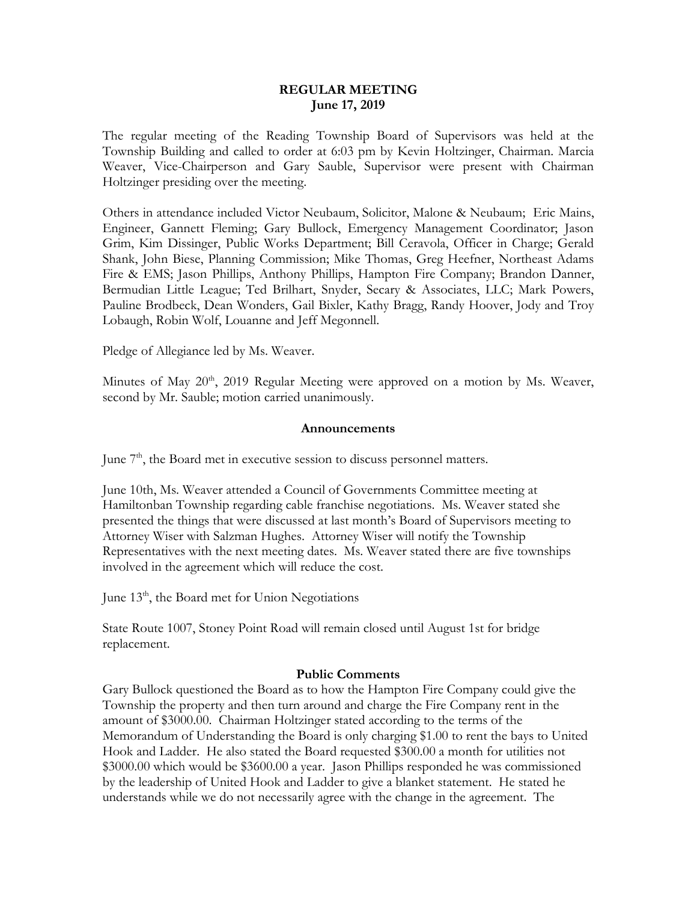**REGULAR MEETING**
**June 17, 2019**

The regular meeting of the Reading Township Board of Supervisors was held at the Township Building and called to order at 6:03 pm by Kevin Holtzinger, Chairman. Marcia Weaver, Vice-Chairperson and Gary Sauble, Supervisor were present with Chairman Holtzinger presiding over the meeting.

Others in attendance included Victor Neubaum, Solicitor, Malone & Neubaum; Eric Mains, Engineer, Gannett Fleming; Gary Bullock, Emergency Management Coordinator; Jason Grim, Kim Dissinger, Public Works Department; Bill Ceravola, Officer in Charge; Gerald Shank, John Biese, Planning Commission; Mike Thomas, Greg Heefner, Northeast Adams Fire & EMS; Jason Phillips, Anthony Phillips, Hampton Fire Company; Brandon Danner, Bermudian Little League; Ted Brilhart, Snyder, Secary & Associates, LLC; Mark Powers, Pauline Brodbeck, Dean Wonders, Gail Bixler, Kathy Bragg, Randy Hoover, Jody and Troy Lobaugh, Robin Wolf, Louanne and Jeff Megonnell.

Pledge of Allegiance led by Ms. Weaver.

Minutes of May 20th, 2019 Regular Meeting were approved on a motion by Ms. Weaver, second by Mr. Sauble; motion carried unanimously.

## Announcements

June 7th, the Board met in executive session to discuss personnel matters.

June 10th, Ms. Weaver attended a Council of Governments Committee meeting at Hamiltonban Township regarding cable franchise negotiations. Ms. Weaver stated she presented the things that were discussed at last month's Board of Supervisors meeting to Attorney Wiser with Salzman Hughes. Attorney Wiser will notify the Township Representatives with the next meeting dates. Ms. Weaver stated there are five townships involved in the agreement which will reduce the cost.

June 13th, the Board met for Union Negotiations

State Route 1007, Stoney Point Road will remain closed until August 1st for bridge replacement.

## Public Comments

Gary Bullock questioned the Board as to how the Hampton Fire Company could give the Township the property and then turn around and charge the Fire Company rent in the amount of $3000.00. Chairman Holtzinger stated according to the terms of the Memorandum of Understanding the Board is only charging $1.00 to rent the bays to United Hook and Ladder. He also stated the Board requested $300.00 a month for utilities not $3000.00 which would be $3600.00 a year. Jason Phillips responded he was commissioned by the leadership of United Hook and Ladder to give a blanket statement. He stated he understands while we do not necessarily agree with the change in the agreement. The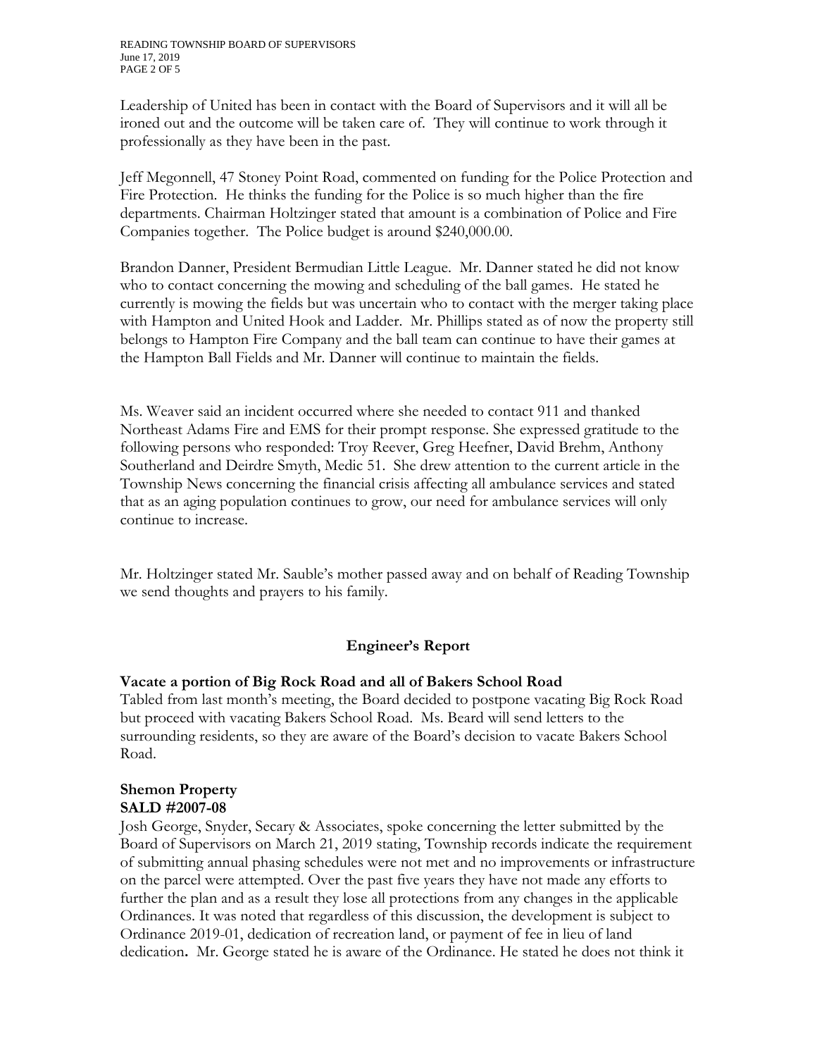Leadership of United has been in contact with the Board of Supervisors and it will all be ironed out and the outcome will be taken care of. They will continue to work through it professionally as they have been in the past.

Jeff Megonnell, 47 Stoney Point Road, commented on funding for the Police Protection and Fire Protection. He thinks the funding for the Police is so much higher than the fire departments. Chairman Holtzinger stated that amount is a combination of Police and Fire Companies together. The Police budget is around $240,000.00.

Brandon Danner, President Bermudian Little League. Mr. Danner stated he did not know who to contact concerning the mowing and scheduling of the ball games. He stated he currently is mowing the fields but was uncertain who to contact with the merger taking place with Hampton and United Hook and Ladder. Mr. Phillips stated as of now the property still belongs to Hampton Fire Company and the ball team can continue to have their games at the Hampton Ball Fields and Mr. Danner will continue to maintain the fields.

Ms. Weaver said an incident occurred where she needed to contact 911 and thanked Northeast Adams Fire and EMS for their prompt response. She expressed gratitude to the following persons who responded: Troy Reever, Greg Heefner, David Brehm, Anthony Southerland and Deirdre Smyth, Medic 51. She drew attention to the current article in the Township News concerning the financial crisis affecting all ambulance services and stated that as an aging population continues to grow, our need for ambulance services will only continue to increase.

Mr. Holtzinger stated Mr. Sauble's mother passed away and on behalf of Reading Township we send thoughts and prayers to his family.

## Engineer's Report

### Vacate a portion of Big Rock Road and all of Bakers School Road

Tabled from last month's meeting, the Board decided to postpone vacating Big Rock Road but proceed with vacating Bakers School Road. Ms. Beard will send letters to the surrounding residents, so they are aware of the Board's decision to vacate Bakers School Road.

### Shemon Property
### SALD #2007-08

Josh George, Snyder, Secary & Associates, spoke concerning the letter submitted by the Board of Supervisors on March 21, 2019 stating, Township records indicate the requirement of submitting annual phasing schedules were not met and no improvements or infrastructure on the parcel were attempted. Over the past five years they have not made any efforts to further the plan and as a result they lose all protections from any changes in the applicable Ordinances. It was noted that regardless of this discussion, the development is subject to Ordinance 2019-01, dedication of recreation land, or payment of fee in lieu of land dedication**.** Mr. George stated he is aware of the Ordinance. He stated he does not think it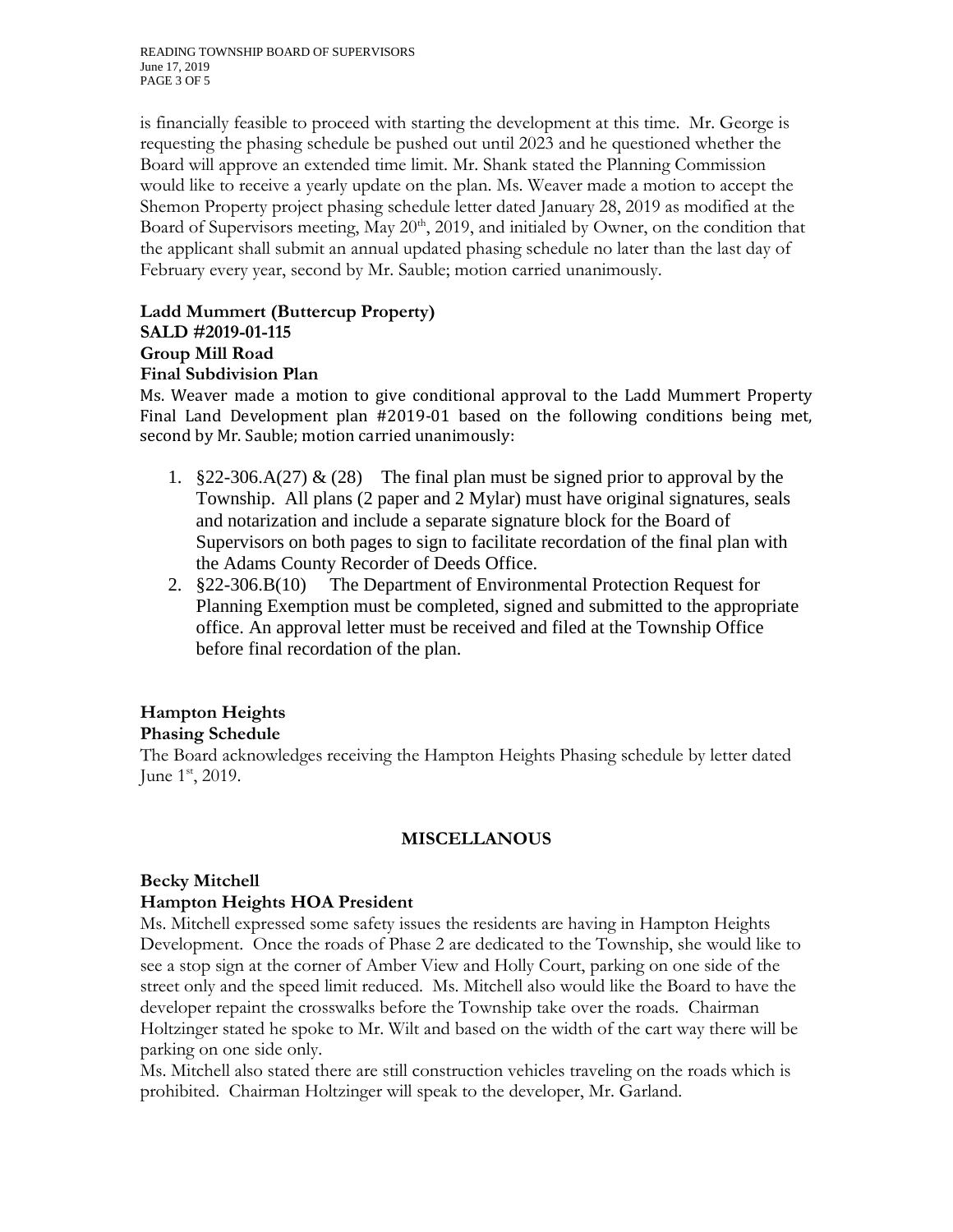is financially feasible to proceed with starting the development at this time. Mr. George is requesting the phasing schedule be pushed out until 2023 and he questioned whether the Board will approve an extended time limit. Mr. Shank stated the Planning Commission would like to receive a yearly update on the plan. Ms. Weaver made a motion to accept the Shemon Property project phasing schedule letter dated January 28, 2019 as modified at the Board of Supervisors meeting, May 20th, 2019, and initialed by Owner, on the condition that the applicant shall submit an annual updated phasing schedule no later than the last day of February every year, second by Mr. Sauble; motion carried unanimously.

**Ladd Mummert (Buttercup Property)**
**SALD #2019-01-115**
**Group Mill Road**
**Final Subdivision Plan**

Ms. Weaver made a motion to give conditional approval to the Ladd Mummert Property Final Land Development plan #2019-01 based on the following conditions being met, second by Mr. Sauble; motion carried unanimously:

1. §22-306.A(27) & (28) The final plan must be signed prior to approval by the Township. All plans (2 paper and 2 Mylar) must have original signatures, seals and notarization and include a separate signature block for the Board of Supervisors on both pages to sign to facilitate recordation of the final plan with the Adams County Recorder of Deeds Office.
2. §22-306.B(10) The Department of Environmental Protection Request for Planning Exemption must be completed, signed and submitted to the appropriate office. An approval letter must be received and filed at the Township Office before final recordation of the plan.

**Hampton Heights**
**Phasing Schedule**

The Board acknowledges receiving the Hampton Heights Phasing schedule by letter dated June 1st, 2019.

## MISCELLANOUS

**Becky Mitchell**
**Hampton Heights HOA President**

Ms. Mitchell expressed some safety issues the residents are having in Hampton Heights Development. Once the roads of Phase 2 are dedicated to the Township, she would like to see a stop sign at the corner of Amber View and Holly Court, parking on one side of the street only and the speed limit reduced. Ms. Mitchell also would like the Board to have the developer repaint the crosswalks before the Township take over the roads. Chairman Holtzinger stated he spoke to Mr. Wilt and based on the width of the cart way there will be parking on one side only.

Ms. Mitchell also stated there are still construction vehicles traveling on the roads which is prohibited. Chairman Holtzinger will speak to the developer, Mr. Garland.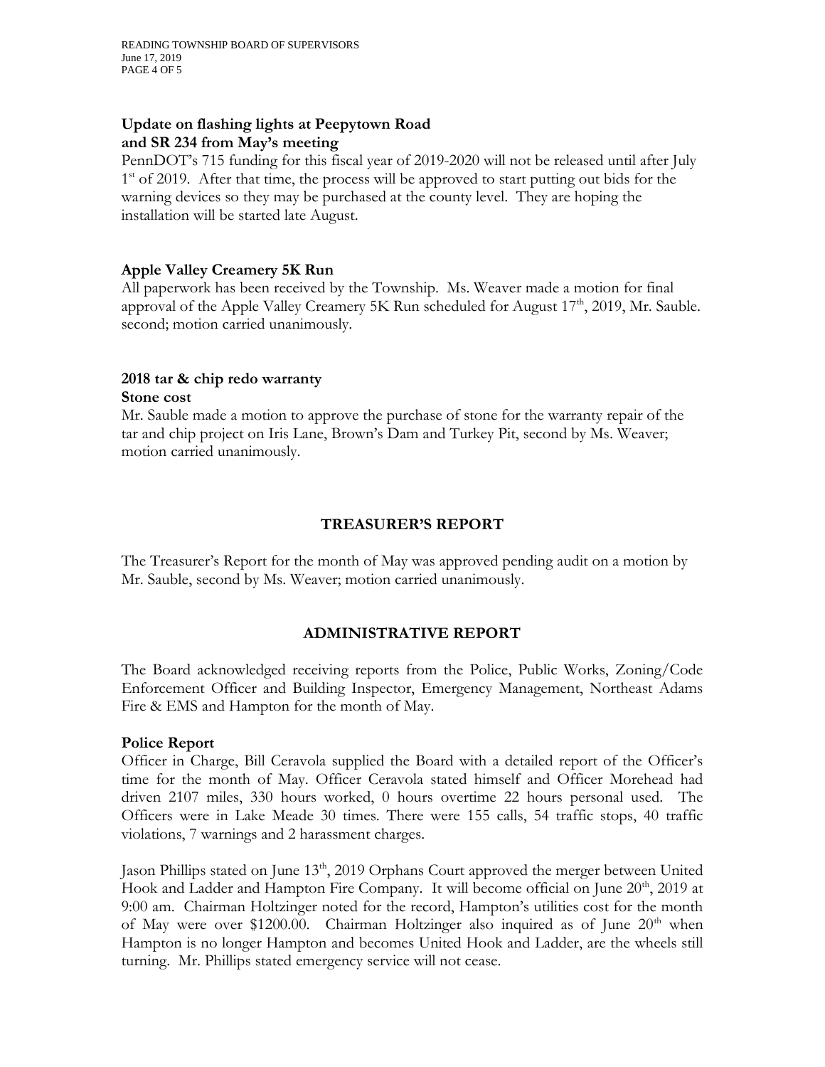**Update on flashing lights at Peepytown Road and SR 234 from May's meeting**

PennDOT's 715 funding for this fiscal year of 2019-2020 will not be released until after July 1st of 2019. After that time, the process will be approved to start putting out bids for the warning devices so they may be purchased at the county level. They are hoping the installation will be started late August.

**Apple Valley Creamery 5K Run**

All paperwork has been received by the Township. Ms. Weaver made a motion for final approval of the Apple Valley Creamery 5K Run scheduled for August 17th, 2019, Mr. Sauble. second; motion carried unanimously.

**2018 tar & chip redo warranty**
**Stone cost**

Mr. Sauble made a motion to approve the purchase of stone for the warranty repair of the tar and chip project on Iris Lane, Brown's Dam and Turkey Pit, second by Ms. Weaver; motion carried unanimously.

## TREASURER'S REPORT

The Treasurer's Report for the month of May was approved pending audit on a motion by Mr. Sauble, second by Ms. Weaver; motion carried unanimously.

## ADMINISTRATIVE REPORT

The Board acknowledged receiving reports from the Police, Public Works, Zoning/Code Enforcement Officer and Building Inspector, Emergency Management, Northeast Adams Fire & EMS and Hampton for the month of May.

**Police Report**

Officer in Charge, Bill Ceravola supplied the Board with a detailed report of the Officer's time for the month of May. Officer Ceravola stated himself and Officer Morehead had driven 2107 miles, 330 hours worked, 0 hours overtime 22 hours personal used. The Officers were in Lake Meade 30 times. There were 155 calls, 54 traffic stops, 40 traffic violations, 7 warnings and 2 harassment charges.

Jason Phillips stated on June 13th, 2019 Orphans Court approved the merger between United Hook and Ladder and Hampton Fire Company. It will become official on June 20th, 2019 at 9:00 am. Chairman Holtzinger noted for the record, Hampton's utilities cost for the month of May were over $1200.00. Chairman Holtzinger also inquired as of June 20th when Hampton is no longer Hampton and becomes United Hook and Ladder, are the wheels still turning. Mr. Phillips stated emergency service will not cease.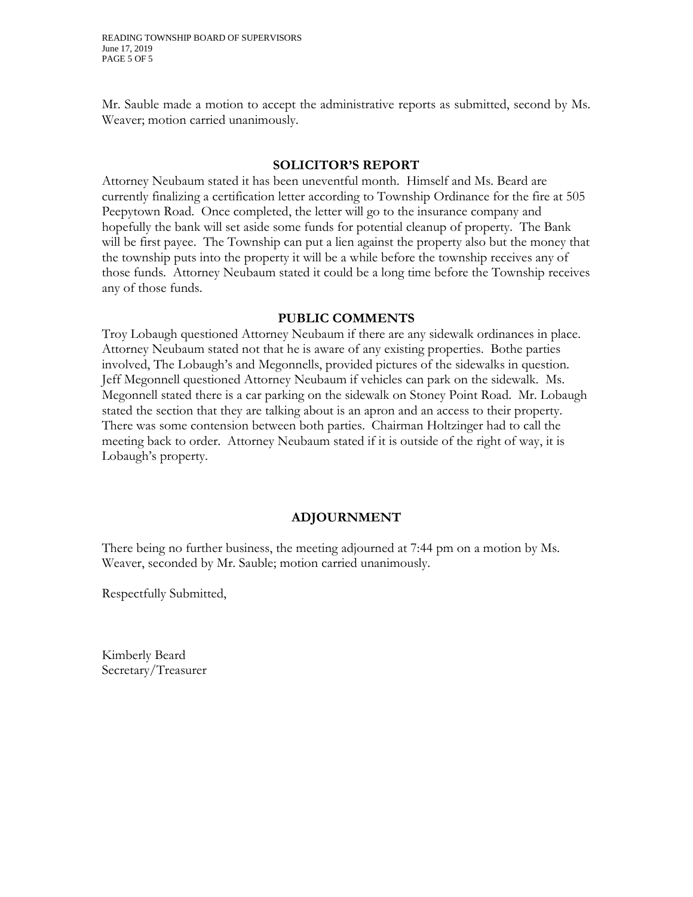Mr. Sauble made a motion to accept the administrative reports as submitted, second by Ms. Weaver; motion carried unanimously.

## SOLICITOR'S REPORT

Attorney Neubaum stated it has been uneventful month. Himself and Ms. Beard are currently finalizing a certification letter according to Township Ordinance for the fire at 505 Peepytown Road. Once completed, the letter will go to the insurance company and hopefully the bank will set aside some funds for potential cleanup of property. The Bank will be first payee. The Township can put a lien against the property also but the money that the township puts into the property it will be a while before the township receives any of those funds. Attorney Neubaum stated it could be a long time before the Township receives any of those funds.

## PUBLIC COMMENTS

Troy Lobaugh questioned Attorney Neubaum if there are any sidewalk ordinances in place. Attorney Neubaum stated not that he is aware of any existing properties. Bothe parties involved, The Lobaugh's and Megonnells, provided pictures of the sidewalks in question. Jeff Megonnell questioned Attorney Neubaum if vehicles can park on the sidewalk. Ms. Megonnell stated there is a car parking on the sidewalk on Stoney Point Road. Mr. Lobaugh stated the section that they are talking about is an apron and an access to their property. There was some contension between both parties. Chairman Holtzinger had to call the meeting back to order. Attorney Neubaum stated if it is outside of the right of way, it is Lobaugh's property.

## ADJOURNMENT

There being no further business, the meeting adjourned at 7:44 pm on a motion by Ms. Weaver, seconded by Mr. Sauble; motion carried unanimously.

Respectfully Submitted,

Kimberly Beard
Secretary/Treasurer